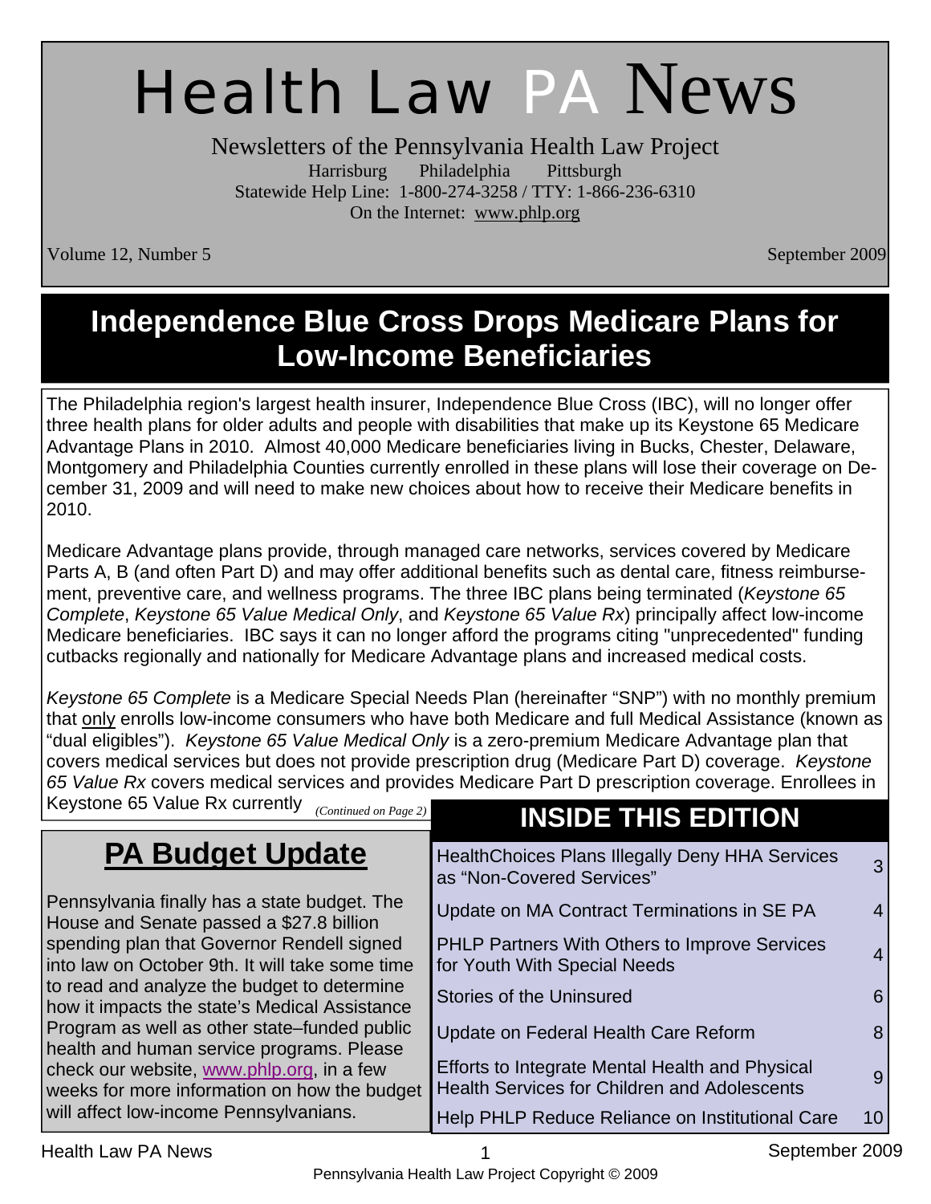# Health Law PA News

Newsletters of the Pennsylvania Health Law Project

Harrisburg Philadelphia Pittsburgh

Statewide Help Line: 1-800-274-3258 / TTY: 1-866-236-6310

On the Internet: www.phlp.org

Volume 12, Number 5 September 2009

## Independence Blue Cross Drops Medicare Plans for Low-Income Beneficiaries

The Philadelphia region's largest health insurer, Independence Blue Cross (IBC), will no longer offer three health plans for older adults and people with disabilities that make up its Keystone 65 Medicare Advantage Plans in 2010. Almost 40,000 Medicare beneficiaries living in Bucks, Chester, Delaware, Montgomery and Philadelphia Counties currently enrolled in these plans will lose their coverage on December 31, 2009 and will need to make new choices about how to receive their Medicare benefits in 2010.

Medicare Advantage plans provide, through managed care networks, services covered by Medicare Parts A, B (and often Part D) and may offer additional benefits such as dental care, fitness reimbursement, preventive care, and wellness programs. The three IBC plans being terminated (*Keystone 65 Complete*, *Keystone 65 Value Medical Only*, and *Keystone 65 Value Rx*) principally affect low-income Medicare beneficiaries. IBC says it can no longer afford the programs citing "unprecedented" funding cutbacks regionally and nationally for Medicare Advantage plans and increased medical costs.

*Keystone 65 Complete* is a Medicare Special Needs Plan (hereinafter "SNP") with no monthly premium that only enrolls low-income consumers who have both Medicare and full Medical Assistance (known as "dual eligibles"). *Keystone 65 Value Medical Only* is a zero-premium Medicare Advantage plan that covers medical services but does not provide prescription drug (Medicare Part D) coverage. *Keystone 65 Value Rx* covers medical services and provides Medicare Part D prescription coverage. Enrollees in Keystone 65 Value Rx currently *(Continued on Page 2)*

## PA Budget Update

Pennsylvania finally has a state budget. The House and Senate passed a $27.8 billion spending plan that Governor Rendell signed into law on October 9th. It will take some time to read and analyze the budget to determine how it impacts the state's Medical Assistance Program as well as other state–funded public health and human service programs. Please check our website, www.phlp.org, in a few weeks for more information on how the budget will affect low-income Pennsylvanians.

## INSIDE THIS EDITION

| Article | Page |
|---|---|
| HealthChoices Plans Illegally Deny HHA Services as "Non-Covered Services" | 3 |
| Update on MA Contract Terminations in SE PA | 4 |
| PHLP Partners With Others to Improve Services for Youth With Special Needs | 4 |
| Stories of the Uninsured | 6 |
| Update on Federal Health Care Reform | 8 |
| Efforts to Integrate Mental Health and Physical Health Services for Children and Adolescents | 9 |
| Help PHLP Reduce Reliance on Institutional Care | 10 |

Pennsylvania Health Law Project Copyright © 2009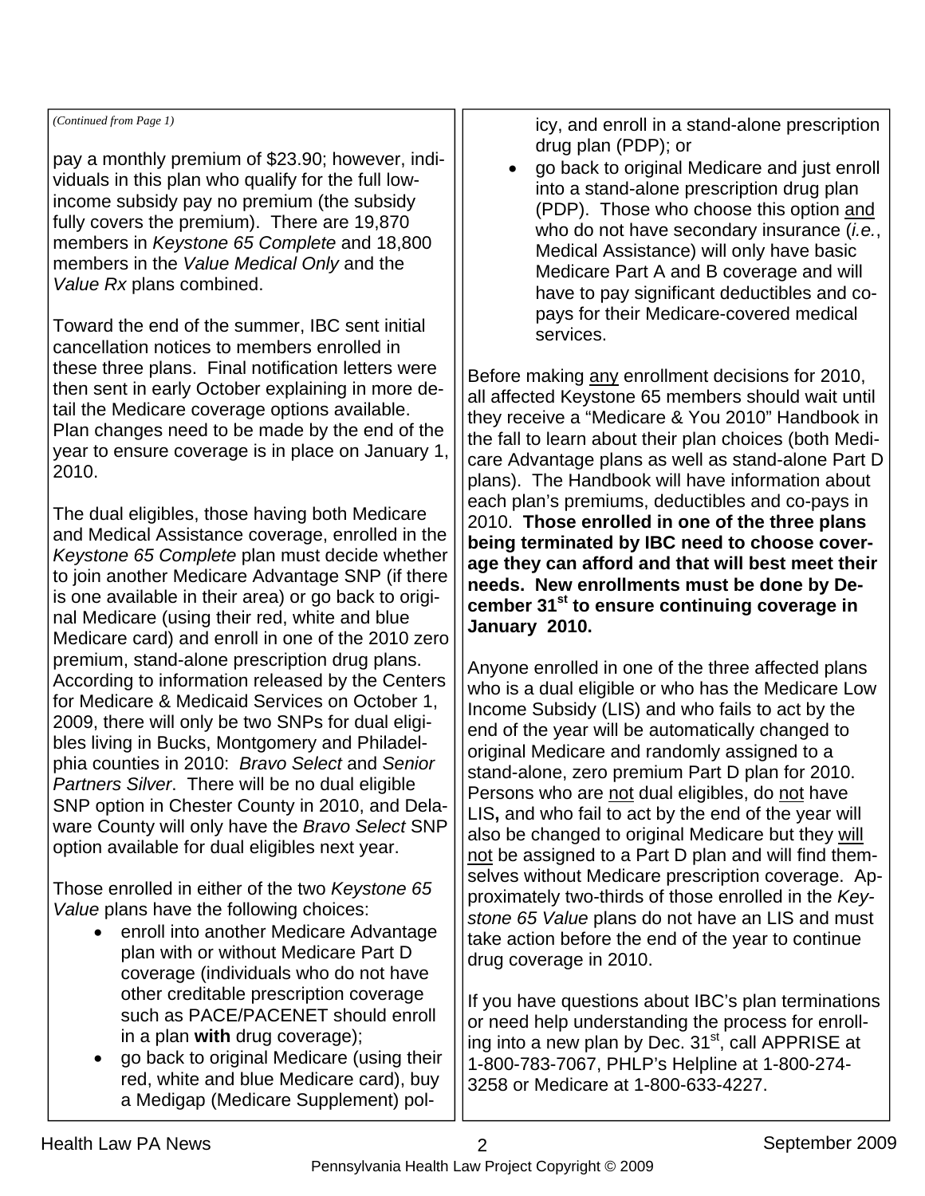*(Continued from Page 1)*

pay a monthly premium of $23.90; however, individuals in this plan who qualify for the full low-income subsidy pay no premium (the subsidy fully covers the premium). There are 19,870 members in *Keystone 65 Complete* and 18,800 members in the *Value Medical Only* and the *Value Rx* plans combined.

Toward the end of the summer, IBC sent initial cancellation notices to members enrolled in these three plans. Final notification letters were then sent in early October explaining in more detail the Medicare coverage options available. Plan changes need to be made by the end of the year to ensure coverage is in place on January 1, 2010.

The dual eligibles, those having both Medicare and Medical Assistance coverage, enrolled in the *Keystone 65 Complete* plan must decide whether to join another Medicare Advantage SNP (if there is one available in their area) or go back to original Medicare (using their red, white and blue Medicare card) and enroll in one of the 2010 zero premium, stand-alone prescription drug plans. According to information released by the Centers for Medicare & Medicaid Services on October 1, 2009, there will only be two SNPs for dual eligibles living in Bucks, Montgomery and Philadelphia counties in 2010: *Bravo Select* and *Senior Partners Silver*. There will be no dual eligible SNP option in Chester County in 2010, and Delaware County will only have the *Bravo Select* SNP option available for dual eligibles next year.

Those enrolled in either of the two *Keystone 65 Value* plans have the following choices:

- enroll into another Medicare Advantage plan with or without Medicare Part D coverage (individuals who do not have other creditable prescription coverage such as PACE/PACENET should enroll in a plan **with** drug coverage);
- go back to original Medicare (using their red, white and blue Medicare card), buy a Medigap (Medicare Supplement) policy, and enroll in a stand-alone prescription drug plan (PDP); or
- go back to original Medicare and just enroll into a stand-alone prescription drug plan (PDP). Those who choose this option and who do not have secondary insurance (*i.e.*, Medical Assistance) will only have basic Medicare Part A and B coverage and will have to pay significant deductibles and co-pays for their Medicare-covered medical services.

Before making any enrollment decisions for 2010, all affected Keystone 65 members should wait until they receive a "Medicare & You 2010" Handbook in the fall to learn about their plan choices (both Medicare Advantage plans as well as stand-alone Part D plans). The Handbook will have information about each plan's premiums, deductibles and co-pays in 2010. **Those enrolled in one of the three plans being terminated by IBC need to choose coverage they can afford and that will best meet their needs. New enrollments must be done by December 31st to ensure continuing coverage in January 2010.**

Anyone enrolled in one of the three affected plans who is a dual eligible or who has the Medicare Low Income Subsidy (LIS) and who fails to act by the end of the year will be automatically changed to original Medicare and randomly assigned to a stand-alone, zero premium Part D plan for 2010. Persons who are not dual eligibles, do not have LIS**,** and who fail to act by the end of the year will also be changed to original Medicare but they will not be assigned to a Part D plan and will find themselves without Medicare prescription coverage. Approximately two-thirds of those enrolled in the *Keystone 65 Value* plans do not have an LIS and must take action before the end of the year to continue drug coverage in 2010.

If you have questions about IBC's plan terminations or need help understanding the process for enrolling into a new plan by Dec. 31st, call APPRISE at 1-800-783-7067, PHLP's Helpline at 1-800-274-3258 or Medicare at 1-800-633-4227.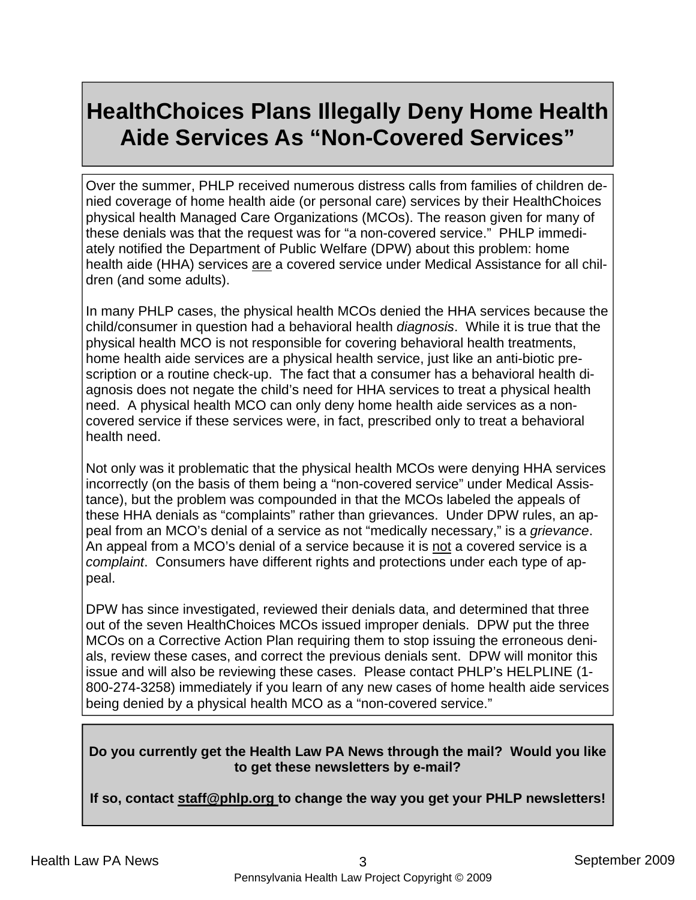# HealthChoices Plans Illegally Deny Home Health Aide Services As "Non-Covered Services"

Over the summer, PHLP received numerous distress calls from families of children denied coverage of home health aide (or personal care) services by their HealthChoices physical health Managed Care Organizations (MCOs). The reason given for many of these denials was that the request was for "a non-covered service." PHLP immediately notified the Department of Public Welfare (DPW) about this problem: home health aide (HHA) services <u>are</u> a covered service under Medical Assistance for all children (and some adults).

In many PHLP cases, the physical health MCOs denied the HHA services because the child/consumer in question had a behavioral health *diagnosis*. While it is true that the physical health MCO is not responsible for covering behavioral health treatments, home health aide services are a physical health service, just like an anti-biotic prescription or a routine check-up. The fact that a consumer has a behavioral health diagnosis does not negate the child's need for HHA services to treat a physical health need. A physical health MCO can only deny home health aide services as a non-covered service if these services were, in fact, prescribed only to treat a behavioral health need.

Not only was it problematic that the physical health MCOs were denying HHA services incorrectly (on the basis of them being a "non-covered service" under Medical Assistance), but the problem was compounded in that the MCOs labeled the appeals of these HHA denials as "complaints" rather than grievances. Under DPW rules, an appeal from an MCO's denial of a service as not "medically necessary," is a *grievance*. An appeal from a MCO's denial of a service because it is <u>not</u> a covered service is a *complaint*. Consumers have different rights and protections under each type of appeal.

DPW has since investigated, reviewed their denials data, and determined that three out of the seven HealthChoices MCOs issued improper denials. DPW put the three MCOs on a Corrective Action Plan requiring them to stop issuing the erroneous denials, review these cases, and correct the previous denials sent. DPW will monitor this issue and will also be reviewing these cases. Please contact PHLP's HELPLINE (1-800-274-3258) immediately if you learn of any new cases of home health aide services being denied by a physical health MCO as a "non-covered service."

**Do you currently get the Health Law PA News through the mail? Would you like to get these newsletters by e-mail?**

**If so, contact <u>staff@phlp.org</u> to change the way you get your PHLP newsletters!**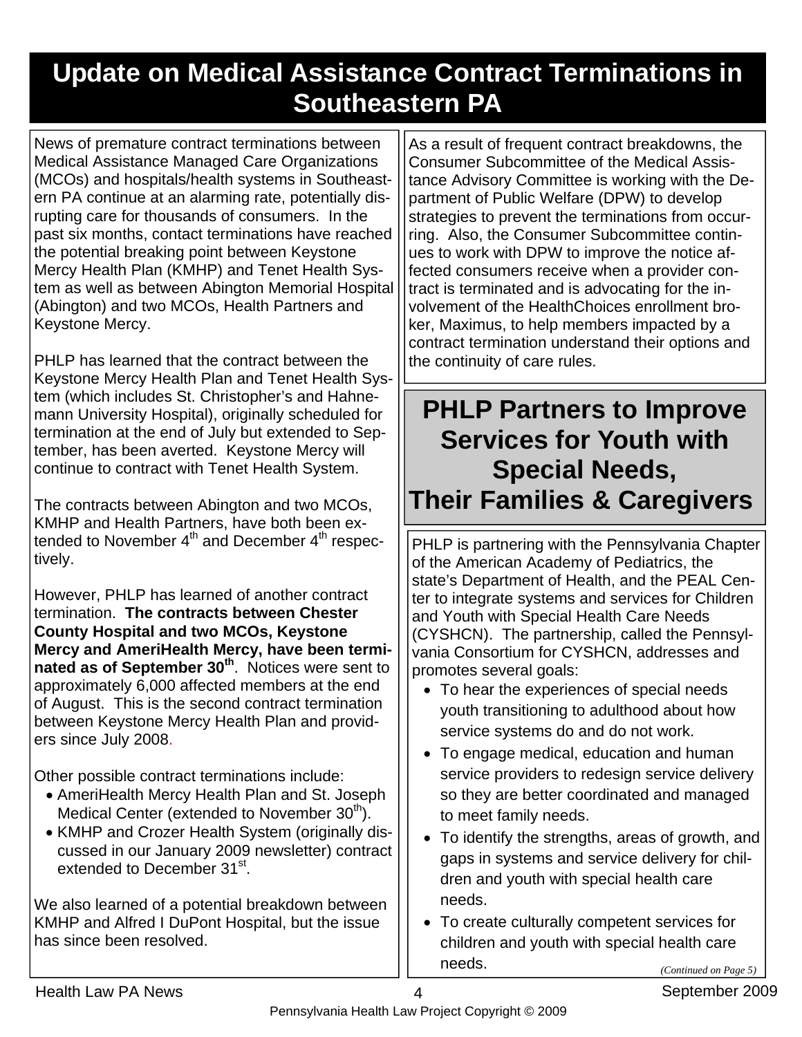# Update on Medical Assistance Contract Terminations in Southeastern PA

News of premature contract terminations between Medical Assistance Managed Care Organizations (MCOs) and hospitals/health systems in Southeastern PA continue at an alarming rate, potentially disrupting care for thousands of consumers. In the past six months, contact terminations have reached the potential breaking point between Keystone Mercy Health Plan (KMHP) and Tenet Health System as well as between Abington Memorial Hospital (Abington) and two MCOs, Health Partners and Keystone Mercy.

PHLP has learned that the contract between the Keystone Mercy Health Plan and Tenet Health System (which includes St. Christopher's and Hahnemann University Hospital), originally scheduled for termination at the end of July but extended to September, has been averted. Keystone Mercy will continue to contract with Tenet Health System.

The contracts between Abington and two MCOs, KMHP and Health Partners, have both been extended to November 4th and December 4th respectively.

However, PHLP has learned of another contract termination. **The contracts between Chester County Hospital and two MCOs, Keystone Mercy and AmeriHealth Mercy, have been terminated as of September 30th**. Notices were sent to approximately 6,000 affected members at the end of August. This is the second contract termination between Keystone Mercy Health Plan and providers since July 2008.

Other possible contract terminations include:

- AmeriHealth Mercy Health Plan and St. Joseph Medical Center (extended to November 30th).
- KMHP and Crozer Health System (originally discussed in our January 2009 newsletter) contract extended to December 31st.

We also learned of a potential breakdown between KMHP and Alfred I DuPont Hospital, but the issue has since been resolved.

As a result of frequent contract breakdowns, the Consumer Subcommittee of the Medical Assistance Advisory Committee is working with the Department of Public Welfare (DPW) to develop strategies to prevent the terminations from occurring. Also, the Consumer Subcommittee continues to work with DPW to improve the notice affected consumers receive when a provider contract is terminated and is advocating for the involvement of the HealthChoices enrollment broker, Maximus, to help members impacted by a contract termination understand their options and the continuity of care rules.

# PHLP Partners to Improve Services for Youth with Special Needs, Their Families & Caregivers

PHLP is partnering with the Pennsylvania Chapter of the American Academy of Pediatrics, the state's Department of Health, and the PEAL Center to integrate systems and services for Children and Youth with Special Health Care Needs (CYSHCN). The partnership, called the Pennsylvania Consortium for CYSHCN, addresses and promotes several goals:

- To hear the experiences of special needs youth transitioning to adulthood about how service systems do and do not work.
- To engage medical, education and human service providers to redesign service delivery so they are better coordinated and managed to meet family needs.
- To identify the strengths, areas of growth, and gaps in systems and service delivery for children and youth with special health care needs.
- To create culturally competent services for children and youth with special health care needs.

*(Continued on Page 5)*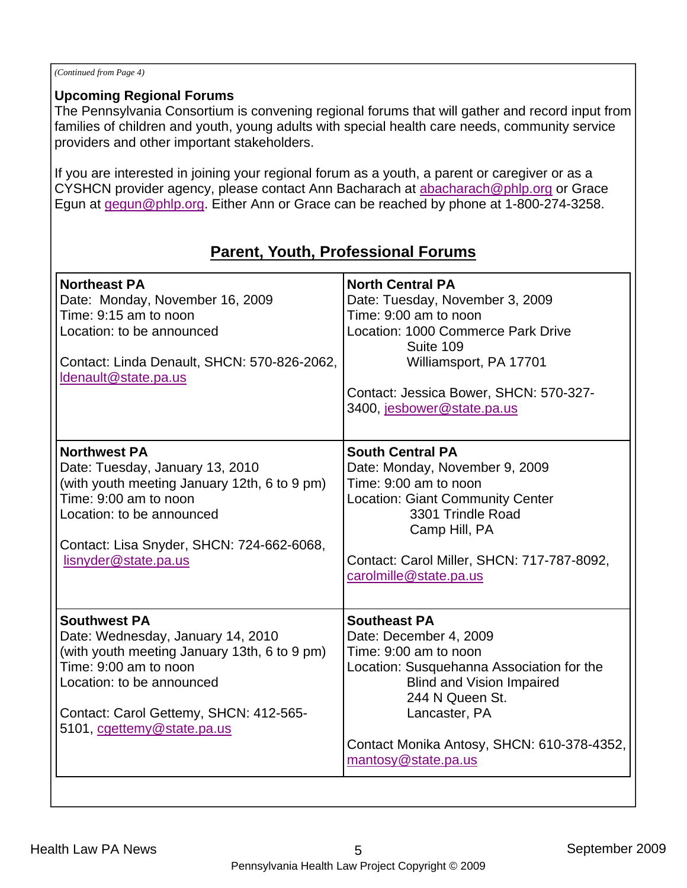*(Continued from Page 4)*

### Upcoming Regional Forums

The Pennsylvania Consortium is convening regional forums that will gather and record input from families of children and youth, young adults with special health care needs, community service providers and other important stakeholders.

If you are interested in joining your regional forum as a youth, a parent or caregiver or as a CYSHCN provider agency, please contact Ann Bacharach at abacharach@phlp.org or Grace Egun at gegun@phlp.org. Either Ann or Grace can be reached by phone at 1-800-274-3258.

## Parent, Youth, Professional Forums

| | |
|---|---|
| **Northeast PA**<br>Date: Monday, November 16, 2009<br>Time: 9:15 am to noon<br>Location: to be announced<br><br>Contact: Linda Denault, SHCN: 570-826-2062, ldenault@state.pa.us | **North Central PA**<br>Date: Tuesday, November 3, 2009<br>Time: 9:00 am to noon<br>Location: 1000 Commerce Park Drive<br>Suite 109<br>Williamsport, PA 17701<br><br>Contact: Jessica Bower, SHCN: 570-327-3400, jesbower@state.pa.us |
| **Northwest PA**<br>Date: Tuesday, January 13, 2010<br>(with youth meeting January 12th, 6 to 9 pm)<br>Time: 9:00 am to noon<br>Location: to be announced<br><br>Contact: Lisa Snyder, SHCN: 724-662-6068, lisnyder@state.pa.us | **South Central PA**<br>Date: Monday, November 9, 2009<br>Time: 9:00 am to noon<br>Location: Giant Community Center<br>3301 Trindle Road<br>Camp Hill, PA<br><br>Contact: Carol Miller, SHCN: 717-787-8092, carolmille@state.pa.us |
| **Southwest PA**<br>Date: Wednesday, January 14, 2010<br>(with youth meeting January 13th, 6 to 9 pm)<br>Time: 9:00 am to noon<br>Location: to be announced<br><br>Contact: Carol Gettemy, SHCN: 412-565-5101, cgettemy@state.pa.us | **Southeast PA**<br>Date: December 4, 2009<br>Time: 9:00 am to noon<br>Location: Susquehanna Association for the Blind and Vision Impaired<br>244 N Queen St.<br>Lancaster, PA<br><br>Contact Monika Antosy, SHCN: 610-378-4352, mantosy@state.pa.us |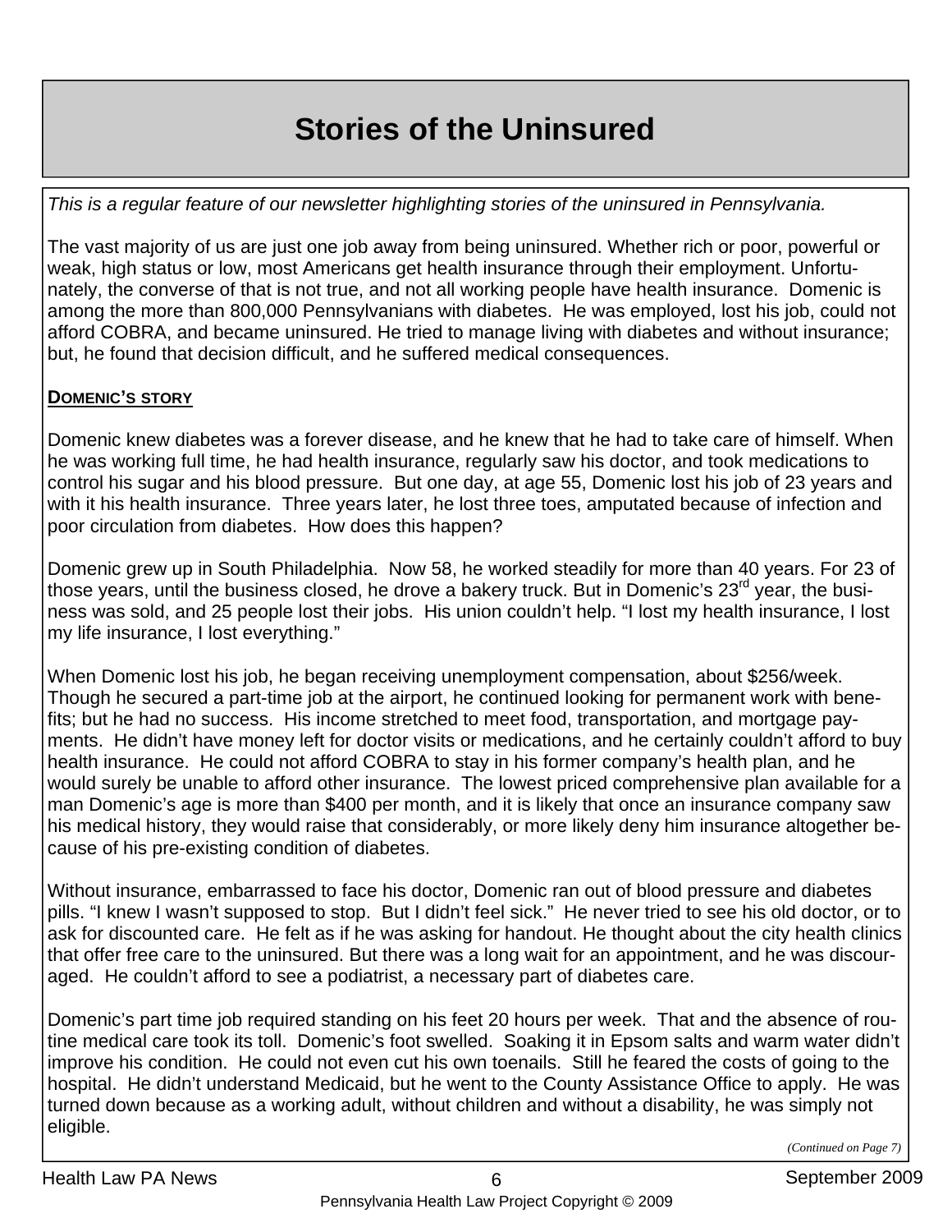# Stories of the Uninsured

*This is a regular feature of our newsletter highlighting stories of the uninsured in Pennsylvania.*

The vast majority of us are just one job away from being uninsured. Whether rich or poor, powerful or weak, high status or low, most Americans get health insurance through their employment. Unfortunately, the converse of that is not true, and not all working people have health insurance. Domenic is among the more than 800,000 Pennsylvanians with diabetes. He was employed, lost his job, could not afford COBRA, and became uninsured. He tried to manage living with diabetes and without insurance; but, he found that decision difficult, and he suffered medical consequences.

**DOMENIC'S STORY**

Domenic knew diabetes was a forever disease, and he knew that he had to take care of himself. When he was working full time, he had health insurance, regularly saw his doctor, and took medications to control his sugar and his blood pressure. But one day, at age 55, Domenic lost his job of 23 years and with it his health insurance. Three years later, he lost three toes, amputated because of infection and poor circulation from diabetes. How does this happen?

Domenic grew up in South Philadelphia. Now 58, he worked steadily for more than 40 years. For 23 of those years, until the business closed, he drove a bakery truck. But in Domenic's 23rd year, the business was sold, and 25 people lost their jobs. His union couldn't help. "I lost my health insurance, I lost my life insurance, I lost everything."

When Domenic lost his job, he began receiving unemployment compensation, about $256/week. Though he secured a part-time job at the airport, he continued looking for permanent work with benefits; but he had no success. His income stretched to meet food, transportation, and mortgage payments. He didn't have money left for doctor visits or medications, and he certainly couldn't afford to buy health insurance. He could not afford COBRA to stay in his former company's health plan, and he would surely be unable to afford other insurance. The lowest priced comprehensive plan available for a man Domenic's age is more than $400 per month, and it is likely that once an insurance company saw his medical history, they would raise that considerably, or more likely deny him insurance altogether because of his pre-existing condition of diabetes.

Without insurance, embarrassed to face his doctor, Domenic ran out of blood pressure and diabetes pills. "I knew I wasn't supposed to stop. But I didn't feel sick." He never tried to see his old doctor, or to ask for discounted care. He felt as if he was asking for handout. He thought about the city health clinics that offer free care to the uninsured. But there was a long wait for an appointment, and he was discouraged. He couldn't afford to see a podiatrist, a necessary part of diabetes care.

Domenic's part time job required standing on his feet 20 hours per week. That and the absence of routine medical care took its toll. Domenic's foot swelled. Soaking it in Epsom salts and warm water didn't improve his condition. He could not even cut his own toenails. Still he feared the costs of going to the hospital. He didn't understand Medicaid, but he went to the County Assistance Office to apply. He was turned down because as a working adult, without children and without a disability, he was simply not eligible.

*(Continued on Page 7)*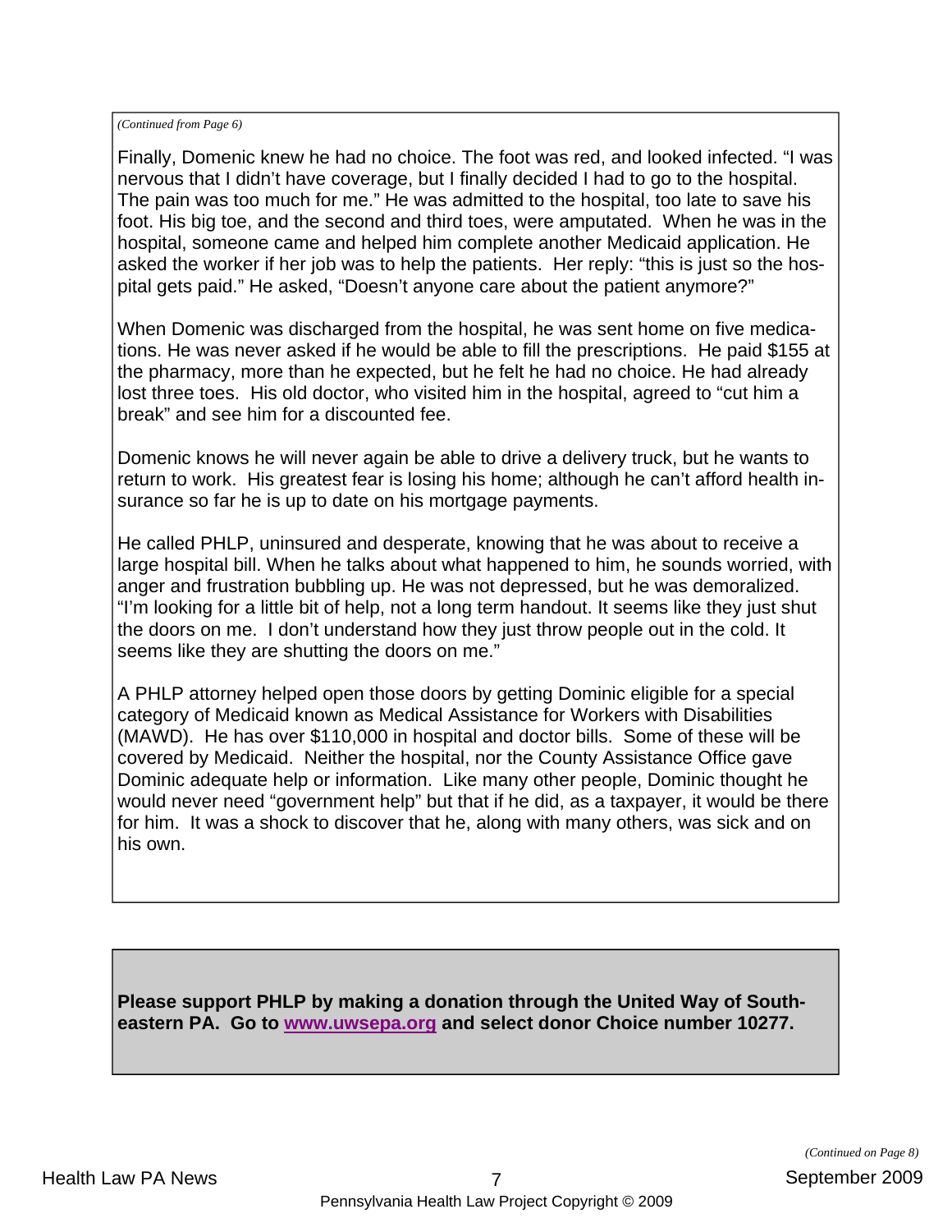*(Continued from Page 6)*

Finally, Domenic knew he had no choice. The foot was red, and looked infected. "I was nervous that I didn't have coverage, but I finally decided I had to go to the hospital. The pain was too much for me." He was admitted to the hospital, too late to save his foot. His big toe, and the second and third toes, were amputated. When he was in the hospital, someone came and helped him complete another Medicaid application. He asked the worker if her job was to help the patients. Her reply: "this is just so the hospital gets paid." He asked, "Doesn't anyone care about the patient anymore?"

When Domenic was discharged from the hospital, he was sent home on five medications. He was never asked if he would be able to fill the prescriptions. He paid $155 at the pharmacy, more than he expected, but he felt he had no choice. He had already lost three toes. His old doctor, who visited him in the hospital, agreed to "cut him a break" and see him for a discounted fee.

Domenic knows he will never again be able to drive a delivery truck, but he wants to return to work. His greatest fear is losing his home; although he can't afford health insurance so far he is up to date on his mortgage payments.

He called PHLP, uninsured and desperate, knowing that he was about to receive a large hospital bill. When he talks about what happened to him, he sounds worried, with anger and frustration bubbling up. He was not depressed, but he was demoralized. "I'm looking for a little bit of help, not a long term handout. It seems like they just shut the doors on me. I don't understand how they just throw people out in the cold. It seems like they are shutting the doors on me."

A PHLP attorney helped open those doors by getting Dominic eligible for a special category of Medicaid known as Medical Assistance for Workers with Disabilities (MAWD). He has over $110,000 in hospital and doctor bills. Some of these will be covered by Medicaid. Neither the hospital, nor the County Assistance Office gave Dominic adequate help or information. Like many other people, Dominic thought he would never need "government help" but that if he did, as a taxpayer, it would be there for him. It was a shock to discover that he, along with many others, was sick and on his own.

**Please support PHLP by making a donation through the United Way of Southeastern PA. Go to [www.uwsepa.org](http://www.uwsepa.org) and select donor Choice number 10277.**

*(Continued on Page 8)*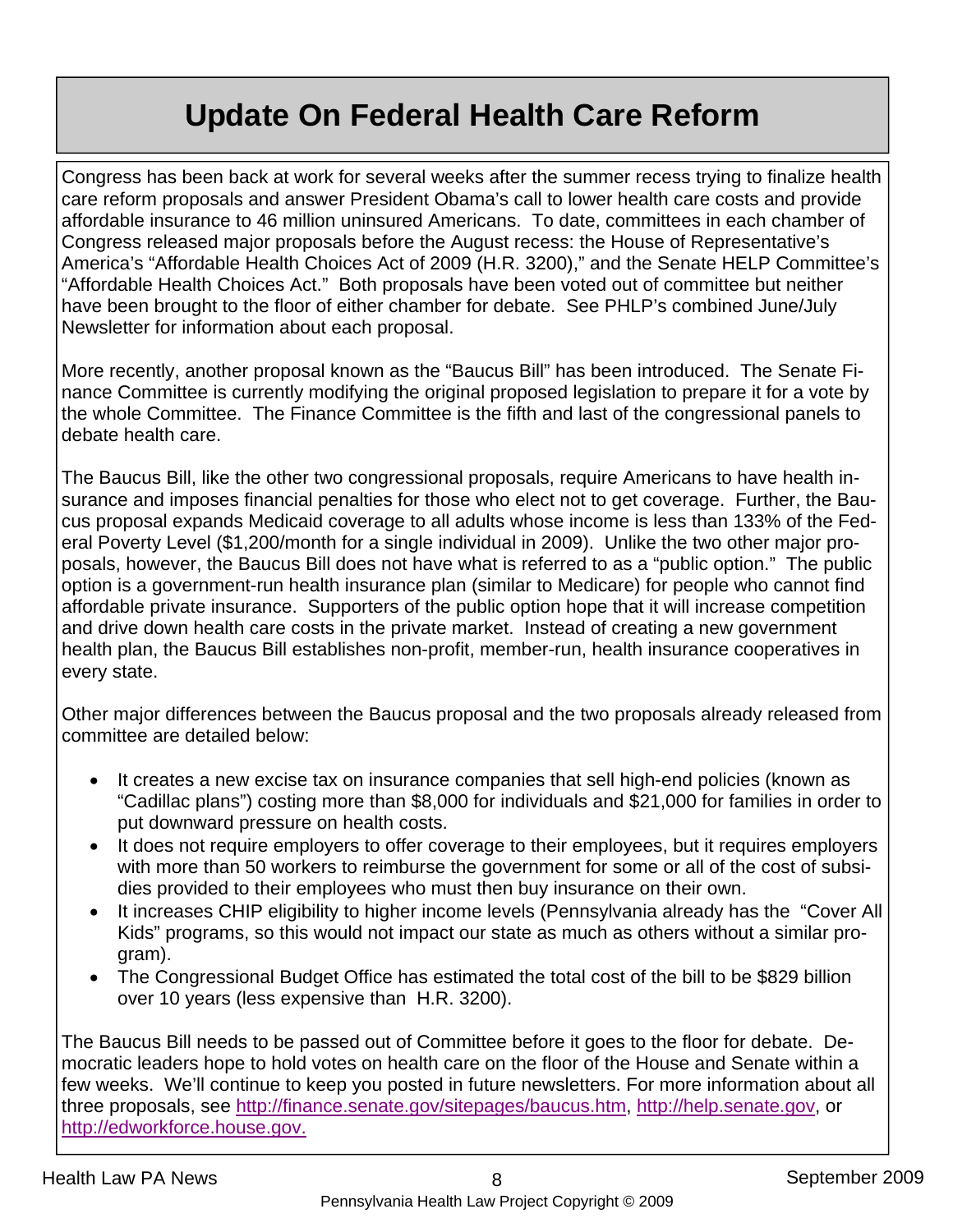# Update On Federal Health Care Reform

Congress has been back at work for several weeks after the summer recess trying to finalize health care reform proposals and answer President Obama's call to lower health care costs and provide affordable insurance to 46 million uninsured Americans. To date, committees in each chamber of Congress released major proposals before the August recess: the House of Representative's America's "Affordable Health Choices Act of 2009 (H.R. 3200)," and the Senate HELP Committee's "Affordable Health Choices Act." Both proposals have been voted out of committee but neither have been brought to the floor of either chamber for debate. See PHLP's combined June/July Newsletter for information about each proposal.

More recently, another proposal known as the "Baucus Bill" has been introduced. The Senate Finance Committee is currently modifying the original proposed legislation to prepare it for a vote by the whole Committee. The Finance Committee is the fifth and last of the congressional panels to debate health care.

The Baucus Bill, like the other two congressional proposals, require Americans to have health insurance and imposes financial penalties for those who elect not to get coverage. Further, the Baucus proposal expands Medicaid coverage to all adults whose income is less than 133% of the Federal Poverty Level ($1,200/month for a single individual in 2009). Unlike the two other major proposals, however, the Baucus Bill does not have what is referred to as a "public option." The public option is a government-run health insurance plan (similar to Medicare) for people who cannot find affordable private insurance. Supporters of the public option hope that it will increase competition and drive down health care costs in the private market. Instead of creating a new government health plan, the Baucus Bill establishes non-profit, member-run, health insurance cooperatives in every state.

Other major differences between the Baucus proposal and the two proposals already released from committee are detailed below:

- It creates a new excise tax on insurance companies that sell high-end policies (known as "Cadillac plans") costing more than $8,000 for individuals and $21,000 for families in order to put downward pressure on health costs.
- It does not require employers to offer coverage to their employees, but it requires employers with more than 50 workers to reimburse the government for some or all of the cost of subsidies provided to their employees who must then buy insurance on their own.
- It increases CHIP eligibility to higher income levels (Pennsylvania already has the "Cover All Kids" programs, so this would not impact our state as much as others without a similar program).
- The Congressional Budget Office has estimated the total cost of the bill to be $829 billion over 10 years (less expensive than H.R. 3200).

The Baucus Bill needs to be passed out of Committee before it goes to the floor for debate. Democratic leaders hope to hold votes on health care on the floor of the House and Senate within a few weeks. We'll continue to keep you posted in future newsletters. For more information about all three proposals, see http://finance.senate.gov/sitepages/baucus.htm, http://help.senate.gov, or http://edworkforce.house.gov.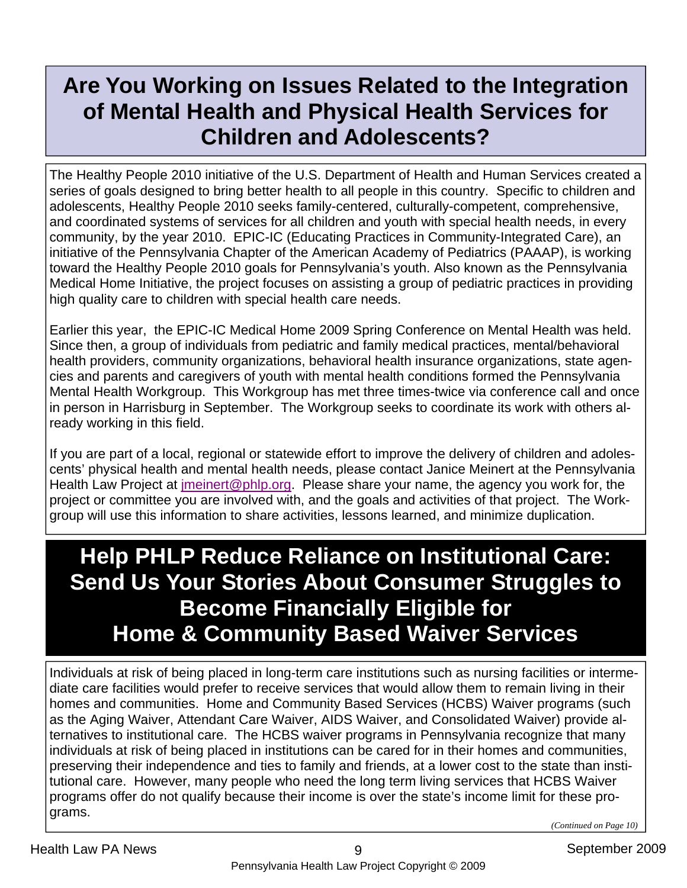## Are You Working on Issues Related to the Integration of Mental Health and Physical Health Services for Children and Adolescents?

The Healthy People 2010 initiative of the U.S. Department of Health and Human Services created a series of goals designed to bring better health to all people in this country. Specific to children and adolescents, Healthy People 2010 seeks family-centered, culturally-competent, comprehensive, and coordinated systems of services for all children and youth with special health needs, in every community, by the year 2010. EPIC-IC (Educating Practices in Community-Integrated Care), an initiative of the Pennsylvania Chapter of the American Academy of Pediatrics (PAAAP), is working toward the Healthy People 2010 goals for Pennsylvania's youth. Also known as the Pennsylvania Medical Home Initiative, the project focuses on assisting a group of pediatric practices in providing high quality care to children with special health care needs.

Earlier this year, the EPIC-IC Medical Home 2009 Spring Conference on Mental Health was held. Since then, a group of individuals from pediatric and family medical practices, mental/behavioral health providers, community organizations, behavioral health insurance organizations, state agencies and parents and caregivers of youth with mental health conditions formed the Pennsylvania Mental Health Workgroup. This Workgroup has met three times-twice via conference call and once in person in Harrisburg in September. The Workgroup seeks to coordinate its work with others already working in this field.

If you are part of a local, regional or statewide effort to improve the delivery of children and adolescents' physical health and mental health needs, please contact Janice Meinert at the Pennsylvania Health Law Project at jmeinert@phlp.org. Please share your name, the agency you work for, the project or committee you are involved with, and the goals and activities of that project. The Workgroup will use this information to share activities, lessons learned, and minimize duplication.

## Help PHLP Reduce Reliance on Institutional Care: Send Us Your Stories About Consumer Struggles to Become Financially Eligible for Home & Community Based Waiver Services

Individuals at risk of being placed in long-term care institutions such as nursing facilities or intermediate care facilities would prefer to receive services that would allow them to remain living in their homes and communities. Home and Community Based Services (HCBS) Waiver programs (such as the Aging Waiver, Attendant Care Waiver, AIDS Waiver, and Consolidated Waiver) provide alternatives to institutional care. The HCBS waiver programs in Pennsylvania recognize that many individuals at risk of being placed in institutions can be cared for in their homes and communities, preserving their independence and ties to family and friends, at a lower cost to the state than institutional care. However, many people who need the long term living services that HCBS Waiver programs offer do not qualify because their income is over the state's income limit for these programs.

*(Continued on Page 10)*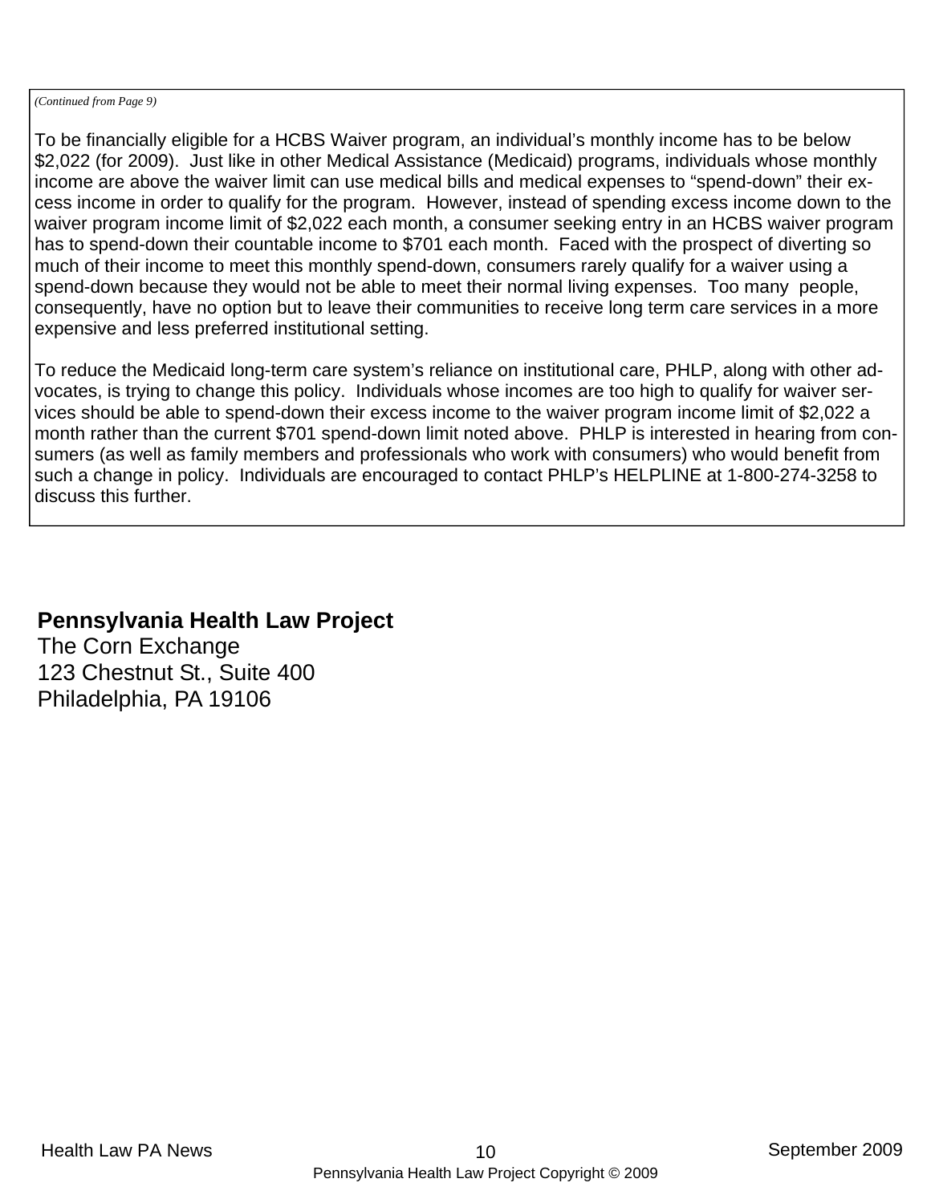*(Continued from Page 9)*

To be financially eligible for a HCBS Waiver program, an individual's monthly income has to be below $2,022 (for 2009). Just like in other Medical Assistance (Medicaid) programs, individuals whose monthly income are above the waiver limit can use medical bills and medical expenses to "spend-down" their excess income in order to qualify for the program. However, instead of spending excess income down to the waiver program income limit of $2,022 each month, a consumer seeking entry in an HCBS waiver program has to spend-down their countable income to $701 each month. Faced with the prospect of diverting so much of their income to meet this monthly spend-down, consumers rarely qualify for a waiver using a spend-down because they would not be able to meet their normal living expenses. Too many people, consequently, have no option but to leave their communities to receive long term care services in a more expensive and less preferred institutional setting.

To reduce the Medicaid long-term care system's reliance on institutional care, PHLP, along with other advocates, is trying to change this policy. Individuals whose incomes are too high to qualify for waiver services should be able to spend-down their excess income to the waiver program income limit of $2,022 a month rather than the current $701 spend-down limit noted above. PHLP is interested in hearing from consumers (as well as family members and professionals who work with consumers) who would benefit from such a change in policy. Individuals are encouraged to contact PHLP's HELPLINE at 1-800-274-3258 to discuss this further.

**Pennsylvania Health Law Project**
The Corn Exchange
123 Chestnut St., Suite 400
Philadelphia, PA 19106

Pennsylvania Health Law Project Copyright © 2009